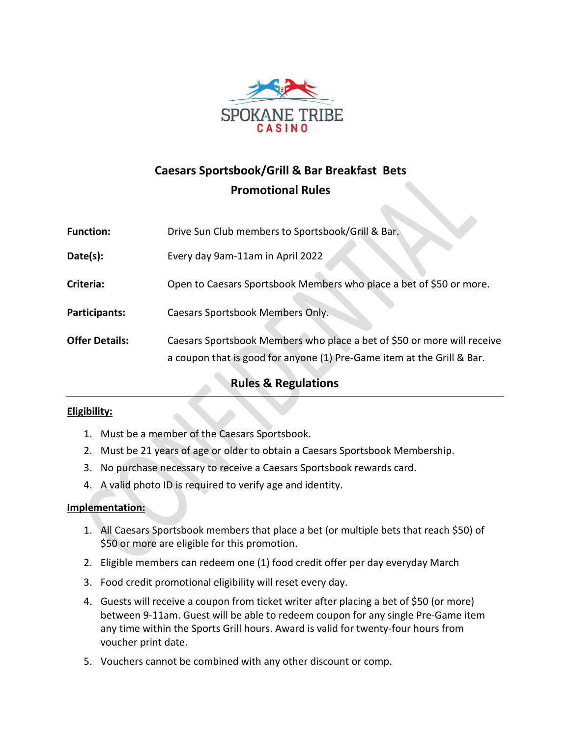SPOKANE TRIBE CASINO

# Caesars Sportsbook/Grill & Bar Breakfast Bets
## Promotional Rules

| | |
|---|---|
| **Function:** | Drive Sun Club members to Sportsbook/Grill & Bar. |
| **Date(s):** | Every day 9am-11am in April 2022 |
| **Criteria:** | Open to Caesars Sportsbook Members who place a bet of $50 or more. |
| **Participants:** | Caesars Sportsbook Members Only. |
| **Offer Details:** | Caesars Sportsbook Members who place a bet of $50 or more will receive a coupon that is good for anyone (1) Pre-Game item at the Grill & Bar. |

## Rules & Regulations

**Eligibility:**

1. Must be a member of the Caesars Sportsbook.
2. Must be 21 years of age or older to obtain a Caesars Sportsbook Membership.
3. No purchase necessary to receive a Caesars Sportsbook rewards card.
4. A valid photo ID is required to verify age and identity.

**Implementation:**

1. All Caesars Sportsbook members that place a bet (or multiple bets that reach $50) of $50 or more are eligible for this promotion.
2. Eligible members can redeem one (1) food credit offer per day everyday March
3. Food credit promotional eligibility will reset every day.
4. Guests will receive a coupon from ticket writer after placing a bet of $50 (or more) between 9-11am. Guest will be able to redeem coupon for any single Pre-Game item any time within the Sports Grill hours. Award is valid for twenty-four hours from voucher print date.
5. Vouchers cannot be combined with any other discount or comp.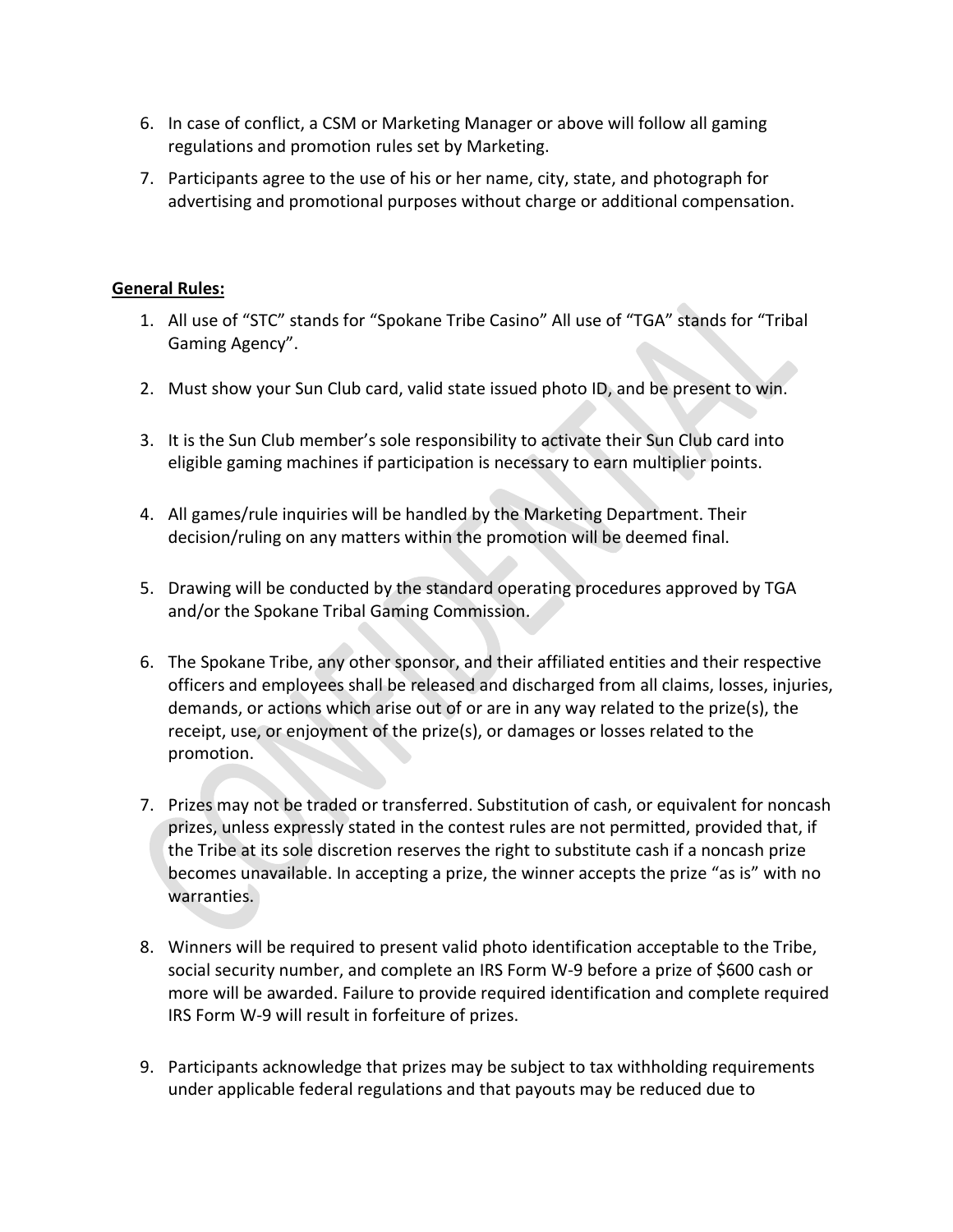6. In case of conflict, a CSM or Marketing Manager or above will follow all gaming regulations and promotion rules set by Marketing.
7. Participants agree to the use of his or her name, city, state, and photograph for advertising and promotional purposes without charge or additional compensation.

**General Rules:**

1. All use of "STC" stands for "Spokane Tribe Casino" All use of "TGA" stands for "Tribal Gaming Agency".
2. Must show your Sun Club card, valid state issued photo ID, and be present to win.
3. It is the Sun Club member's sole responsibility to activate their Sun Club card into eligible gaming machines if participation is necessary to earn multiplier points.
4. All games/rule inquiries will be handled by the Marketing Department. Their decision/ruling on any matters within the promotion will be deemed final.
5. Drawing will be conducted by the standard operating procedures approved by TGA and/or the Spokane Tribal Gaming Commission.
6. The Spokane Tribe, any other sponsor, and their affiliated entities and their respective officers and employees shall be released and discharged from all claims, losses, injuries, demands, or actions which arise out of or are in any way related to the prize(s), the receipt, use, or enjoyment of the prize(s), or damages or losses related to the promotion.
7. Prizes may not be traded or transferred. Substitution of cash, or equivalent for noncash prizes, unless expressly stated in the contest rules are not permitted, provided that, if the Tribe at its sole discretion reserves the right to substitute cash if a noncash prize becomes unavailable. In accepting a prize, the winner accepts the prize "as is" with no warranties.
8. Winners will be required to present valid photo identification acceptable to the Tribe, social security number, and complete an IRS Form W-9 before a prize of $600 cash or more will be awarded. Failure to provide required identification and complete required IRS Form W-9 will result in forfeiture of prizes.
9. Participants acknowledge that prizes may be subject to tax withholding requirements under applicable federal regulations and that payouts may be reduced due to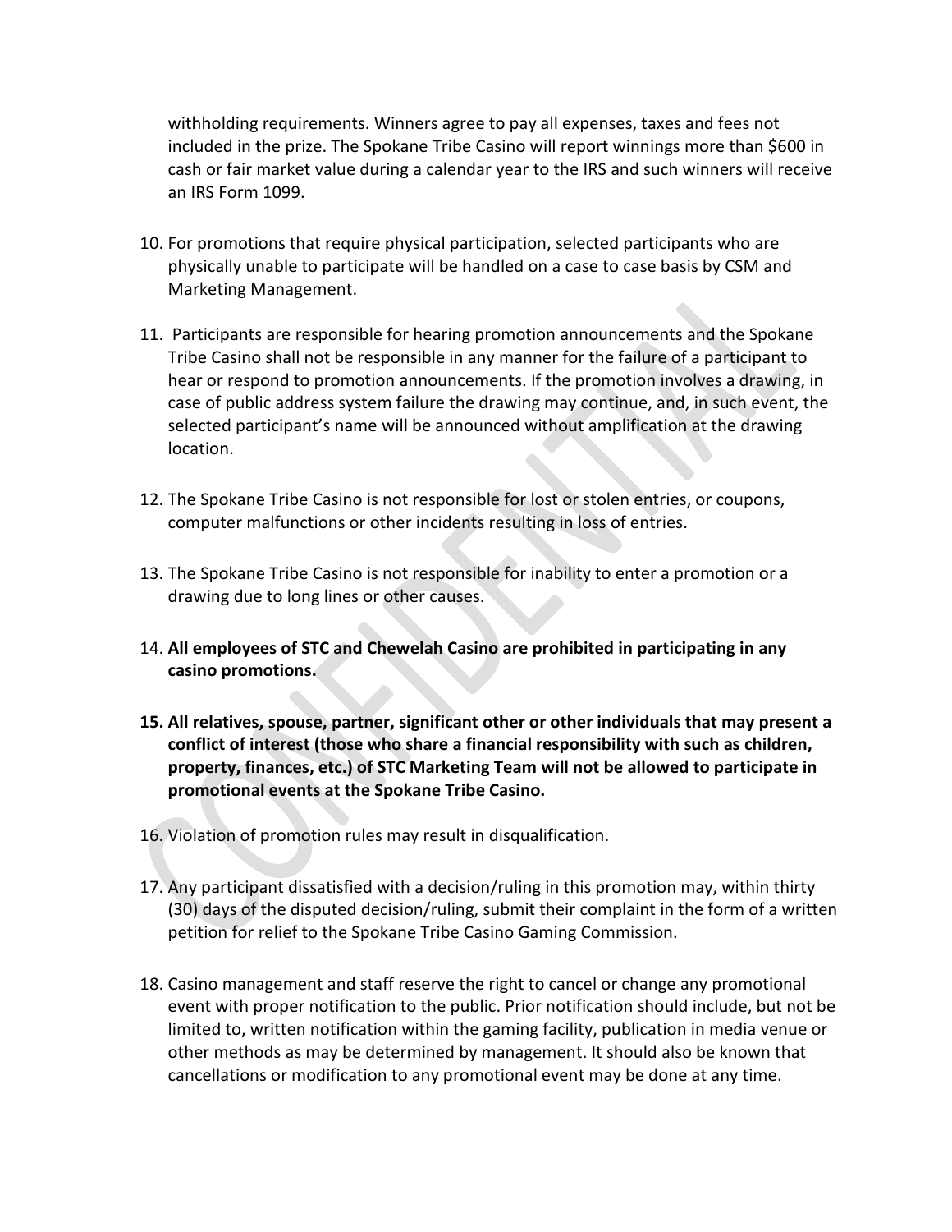withholding requirements. Winners agree to pay all expenses, taxes and fees not included in the prize. The Spokane Tribe Casino will report winnings more than $600 in cash or fair market value during a calendar year to the IRS and such winners will receive an IRS Form 1099.

10. For promotions that require physical participation, selected participants who are physically unable to participate will be handled on a case to case basis by CSM and Marketing Management.

11. Participants are responsible for hearing promotion announcements and the Spokane Tribe Casino shall not be responsible in any manner for the failure of a participant to hear or respond to promotion announcements. If the promotion involves a drawing, in case of public address system failure the drawing may continue, and, in such event, the selected participant's name will be announced without amplification at the drawing location.

12. The Spokane Tribe Casino is not responsible for lost or stolen entries, or coupons, computer malfunctions or other incidents resulting in loss of entries.

13. The Spokane Tribe Casino is not responsible for inability to enter a promotion or a drawing due to long lines or other causes.

14. **All employees of STC and Chewelah Casino are prohibited in participating in any casino promotions.**

15. **All relatives, spouse, partner, significant other or other individuals that may present a conflict of interest (those who share a financial responsibility with such as children, property, finances, etc.) of STC Marketing Team will not be allowed to participate in promotional events at the Spokane Tribe Casino.**

16. Violation of promotion rules may result in disqualification.

17. Any participant dissatisfied with a decision/ruling in this promotion may, within thirty (30) days of the disputed decision/ruling, submit their complaint in the form of a written petition for relief to the Spokane Tribe Casino Gaming Commission.

18. Casino management and staff reserve the right to cancel or change any promotional event with proper notification to the public. Prior notification should include, but not be limited to, written notification within the gaming facility, publication in media venue or other methods as may be determined by management. It should also be known that cancellations or modification to any promotional event may be done at any time.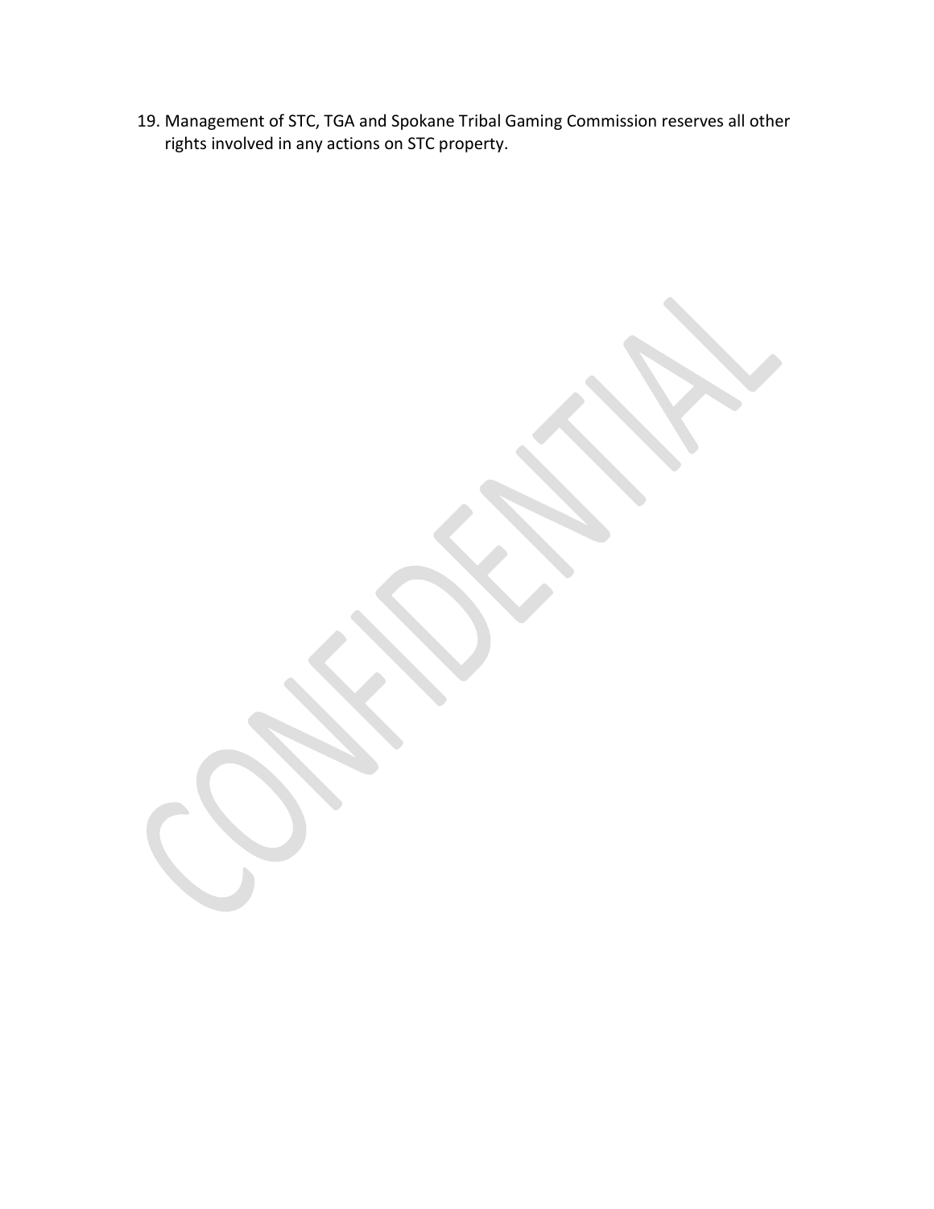19. Management of STC, TGA and Spokane Tribal Gaming Commission reserves all other rights involved in any actions on STC property.